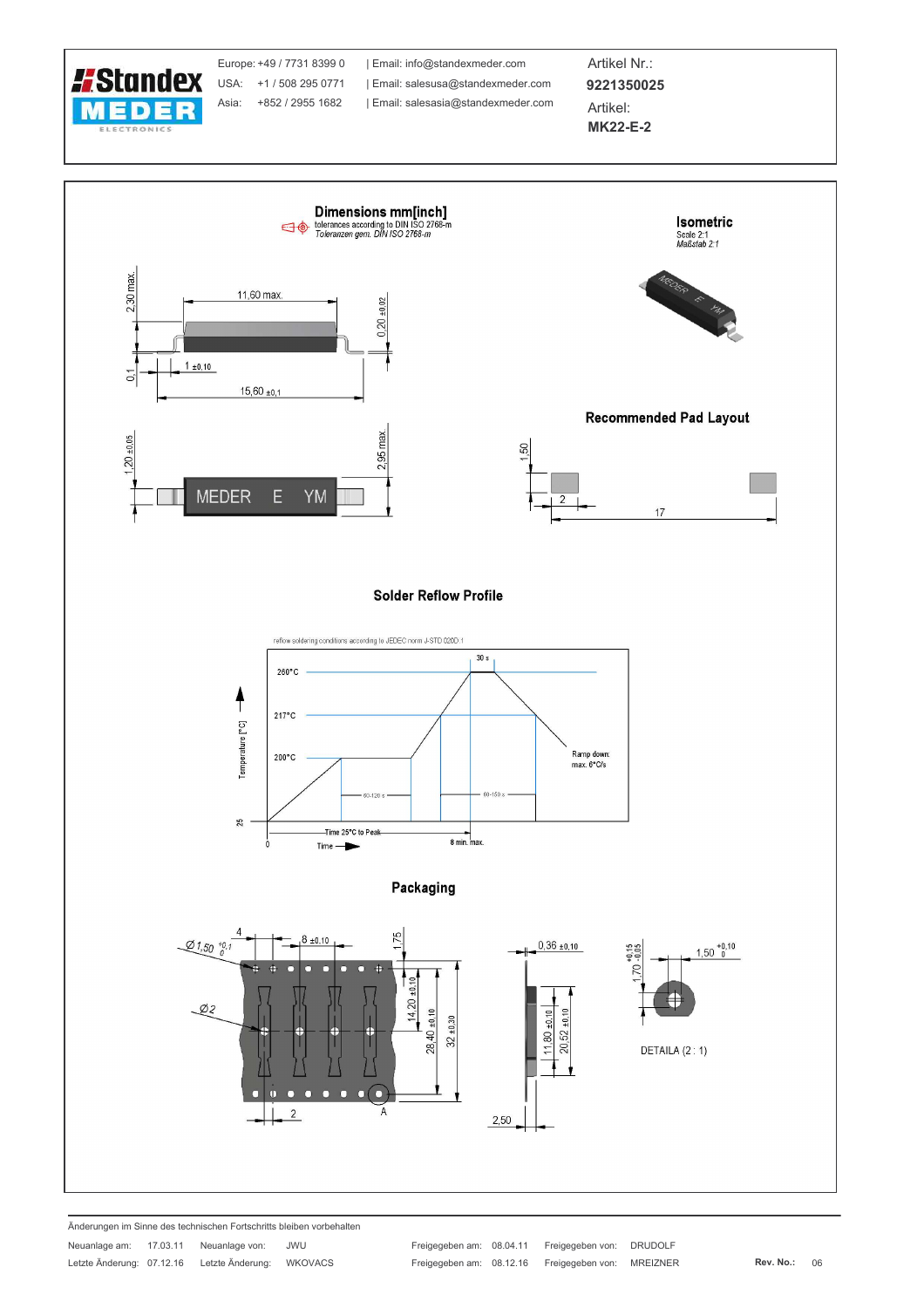Standex MEDER ELECTRONICS

Europe: +49 / 7731 8399 0 | Email: info@standexmeder.com
USA: +1 / 508 295 0771 | Email: salesusa@standexmeder.com
Asia: +852 / 2955 1682 | Email: salesasia@standexmeder.com

Artikel Nr.:
**9221350025**

Artikel:
**MK22-E-2**

## Dimensions mm[inch]

tolerances according to DIN ISO 2768-m
*Toleranzen gem. DIN ISO 2768-m*

2,30 max. · 11,60 max. · 0,20 ±0,02 · 0,1 · 1 ±0,10 · 15,60 ±0,1 · 1,20 ±0,05 · 2,95 max.

MEDER E YM

## Isometric

Scale 2:1
*Maßstab 2:1*

## Recommended Pad Layout

1,50 · 2 · 17

## Solder Reflow Profile

reflow soldering conditions according to JEDEC norm J-STD 020D.1

Temperature [°C]: 25, 200°C, 217°C, 260°C

30 s · 60-120 s · 60-150 s · Ramp down: max. 6°C/s

Time 25°C to Peak · 8 min. max.

Time: 0

## Packaging

4 · 8 ±0,10 · 1,75 · Ø 1,50 $^{+0,1}_{0}$ · Ø 2 · 14,20 ±0,10 · 28,40 ±0,10 · 32 ±0,30 · 2 · A

0,36 ±0,10 · 11,80 ±0,10 · 20,52 ±0,10 · 2,50

1,70 $^{+0,15}_{-0,05}$ · 1,50 $^{+0,10}_{0}$

DETAILA (2 : 1)

---

Änderungen im Sinne des technischen Fortschritts bleiben vorbehalten

| Neuanlage am: | 17.03.11 | Neuanlage von: | JWU | Freigegeben am: | 08.04.11 | Freigegeben von: | DRUDOLF | | |
|---|---|---|---|---|---|---|---|---|---|
| Letzte Änderung: | 07.12.16 | Letzte Änderung: | WKOVACS | Freigegeben am: | 08.12.16 | Freigegeben von: | MREIZNER | Rev. No.: | 06 |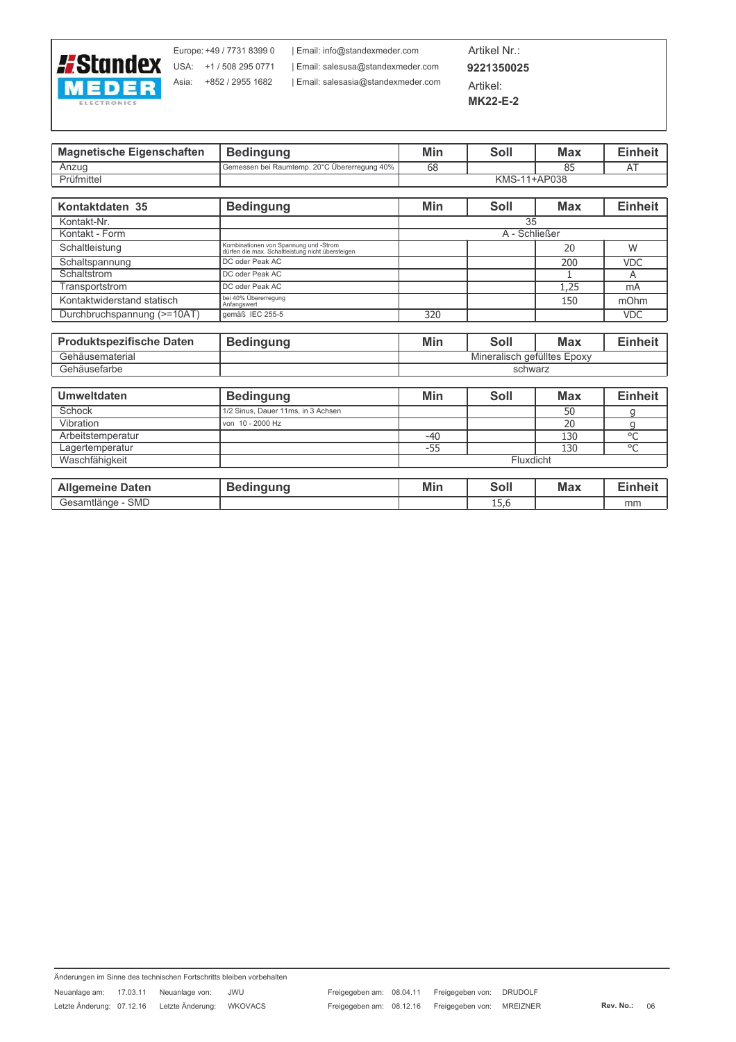Europe: +49 / 7731 8399 0 | Email: info@standexmeder.com
USA: +1 / 508 295 0771 | Email: salesusa@standexmeder.com
Asia: +852 / 2955 1682 | Email: salesasia@standexmeder.com

Artikel Nr.:
**9221350025**
Artikel:
**MK22-E-2**

| Magnetische Eigenschaften | Bedingung | Min | Soll | Max | Einheit |
|---|---|---|---|---|---|
| Anzug | Gemessen bei Raumtemp. 20°C Übererregung 40% | 68 | | 85 | AT |
| Prüfmittel | | KMS-11+AP038 | | | |

| Kontaktdaten 35 | Bedingung | Min | Soll | Max | Einheit |
|---|---|---|---|---|---|
| Kontakt-Nr. | | 35 | | | |
| Kontakt - Form | | A - Schließer | | | |
| Schaltleistung | Kombinationen von Spannung und -Strom dürfen die max. Schaltleistung nicht übersteigen | | | 20 | W |
| Schaltspannung | DC oder Peak AC | | | 200 | VDC |
| Schaltstrom | DC oder Peak AC | | | 1 | A |
| Transportstrom | DC oder Peak AC | | | 1,25 | mA |
| Kontaktwiderstand statisch | bei 40% Übererregung Anfangswert | | | 150 | mOhm |
| Durchbruchspannung (>=10AT) | gemäß IEC 255-5 | 320 | | | VDC |

| Produktspezifische Daten | Bedingung | Min | Soll | Max | Einheit |
|---|---|---|---|---|---|
| Gehäusematerial | | Mineralisch gefülltes Epoxy | | | |
| Gehäusefarbe | | schwarz | | | |

| Umweltdaten | Bedingung | Min | Soll | Max | Einheit |
|---|---|---|---|---|---|
| Schock | 1/2 Sinus, Dauer 11ms, in 3 Achsen | | | 50 | g |
| Vibration | von 10 - 2000 Hz | | | 20 | g |
| Arbeitstemperatur | | -40 | | 130 | °C |
| Lagertemperatur | | -55 | | 130 | °C |
| Waschfähigkeit | | Fluxdicht | | | |

| Allgemeine Daten | Bedingung | Min | Soll | Max | Einheit |
|---|---|---|---|---|---|
| Gesamtlänge - SMD | | | 15,6 | | mm |

Änderungen im Sinne des technischen Fortschritts bleiben vorbehalten

| | | | | | | | |
|---|---|---|---|---|---|---|---|
| Neuanlage am: | 17.03.11 | Neuanlage von: | JWU | Freigegeben am: | 08.04.11 | Freigegeben von: | DRUDOLF |
| Letzte Änderung: | 07.12.16 | Letzte Änderung: | WKOVACS | Freigegeben am: | 08.12.16 | Freigegeben von: | MREIZNER |

**Rev. No.:** 06